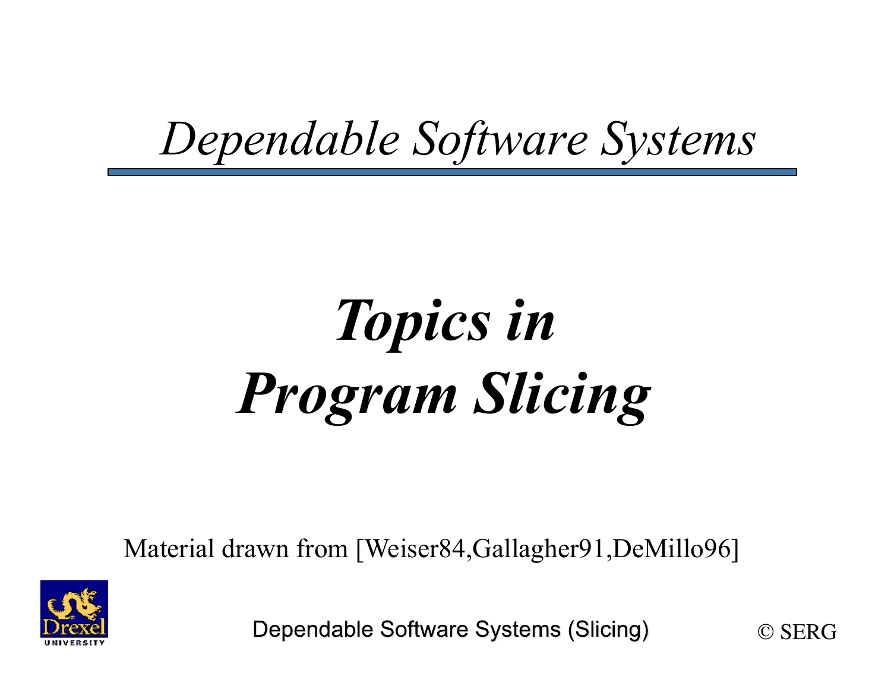*Dependable Software Systems*

# *Topics in Program Slicing*

Material drawn from [Weiser84,Gallagher91,DeMillo96]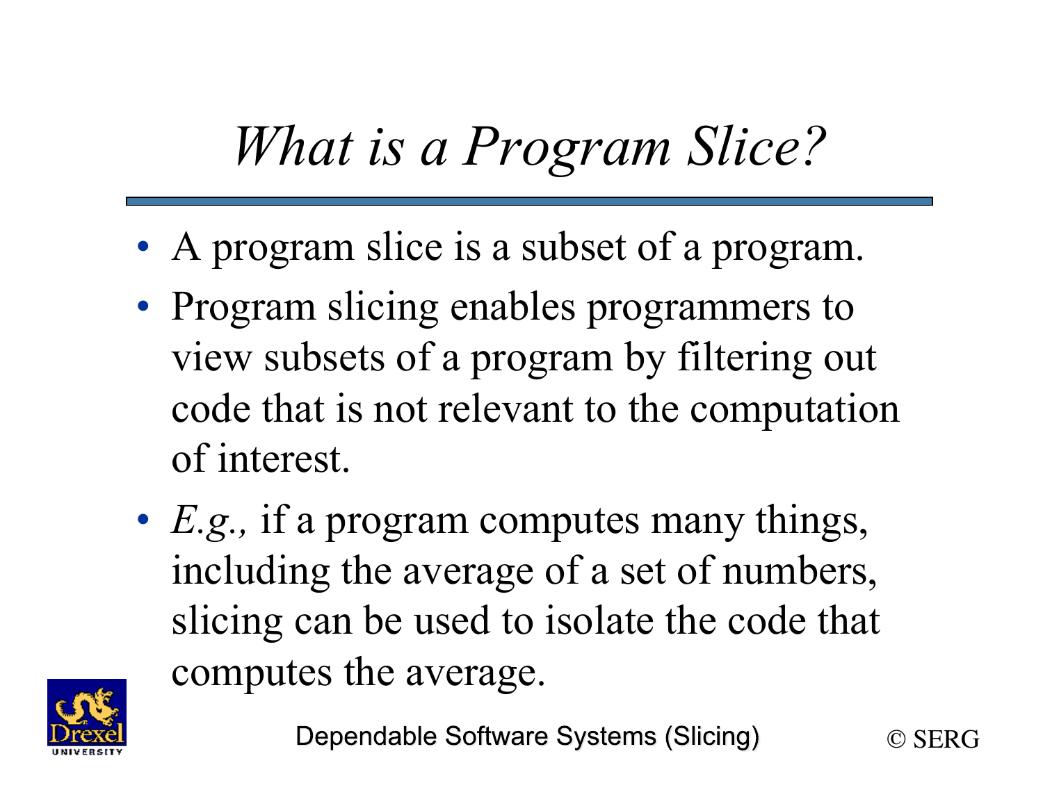# *What is a Program Slice?*

- A program slice is a subset of a program.
- Program slicing enables programmers to view subsets of a program by filtering out code that is not relevant to the computation of interest.
- *E.g.,* if a program computes many things, including the average of a set of numbers, slicing can be used to isolate the code that computes the average.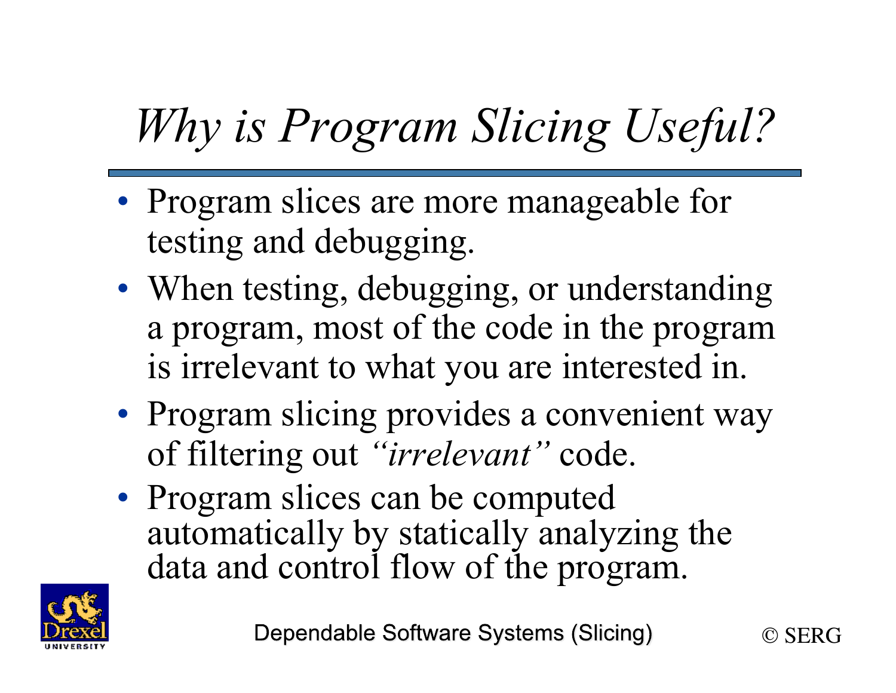# *Why is Program Slicing Useful?*

- Program slices are more manageable for testing and debugging.
- When testing, debugging, or understanding a program, most of the code in the program is irrelevant to what you are interested in.
- Program slicing provides a convenient way of filtering out *"irrelevant"* code.
- Program slices can be computed automatically by statically analyzing the data and control flow of the program.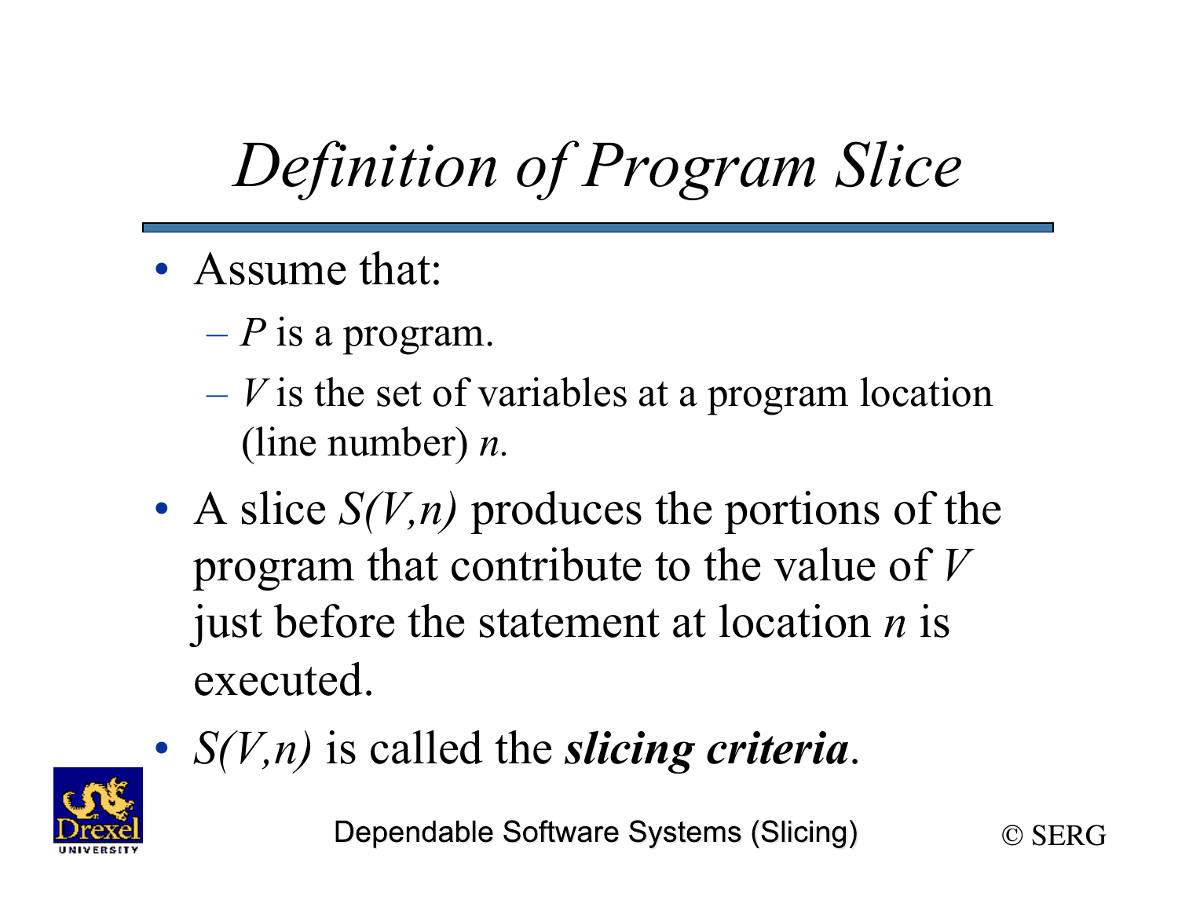# *Definition of Program Slice*

- Assume that:
  - *P* is a program.
  - *V* is the set of variables at a program location (line number) *n*.
- A slice *S(V,n)* produces the portions of the program that contribute to the value of *V* just before the statement at location *n* is executed.
- *S(V,n)* is called the ***slicing criteria***.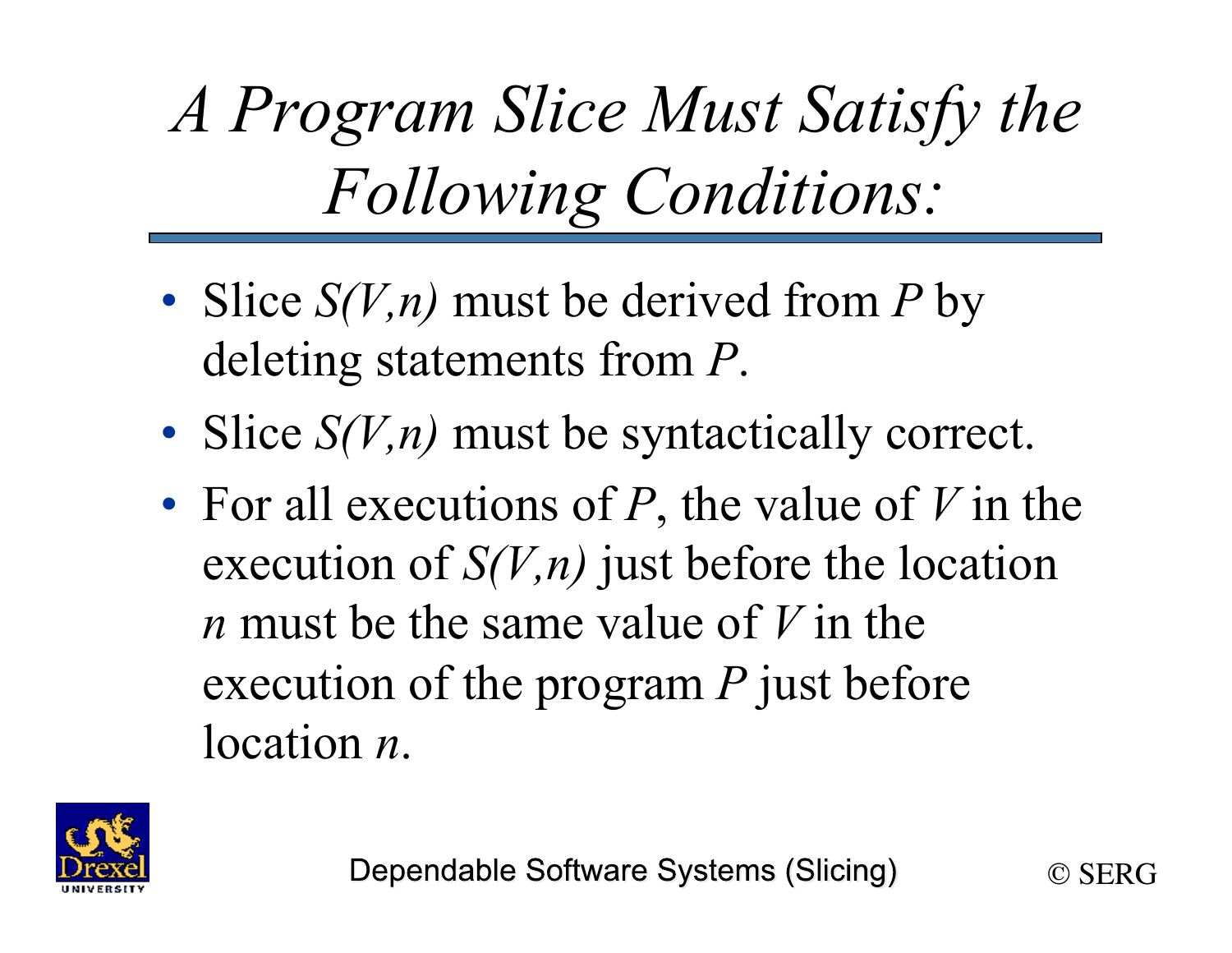# *A Program Slice Must Satisfy the Following Conditions:*

- Slice $S(V,n)$ must be derived from $P$ by deleting statements from $P$.
- Slice $S(V,n)$ must be syntactically correct.
- For all executions of $P$, the value of $V$ in the execution of $S(V,n)$ just before the location $n$ must be the same value of $V$ in the execution of the program $P$ just before location $n$.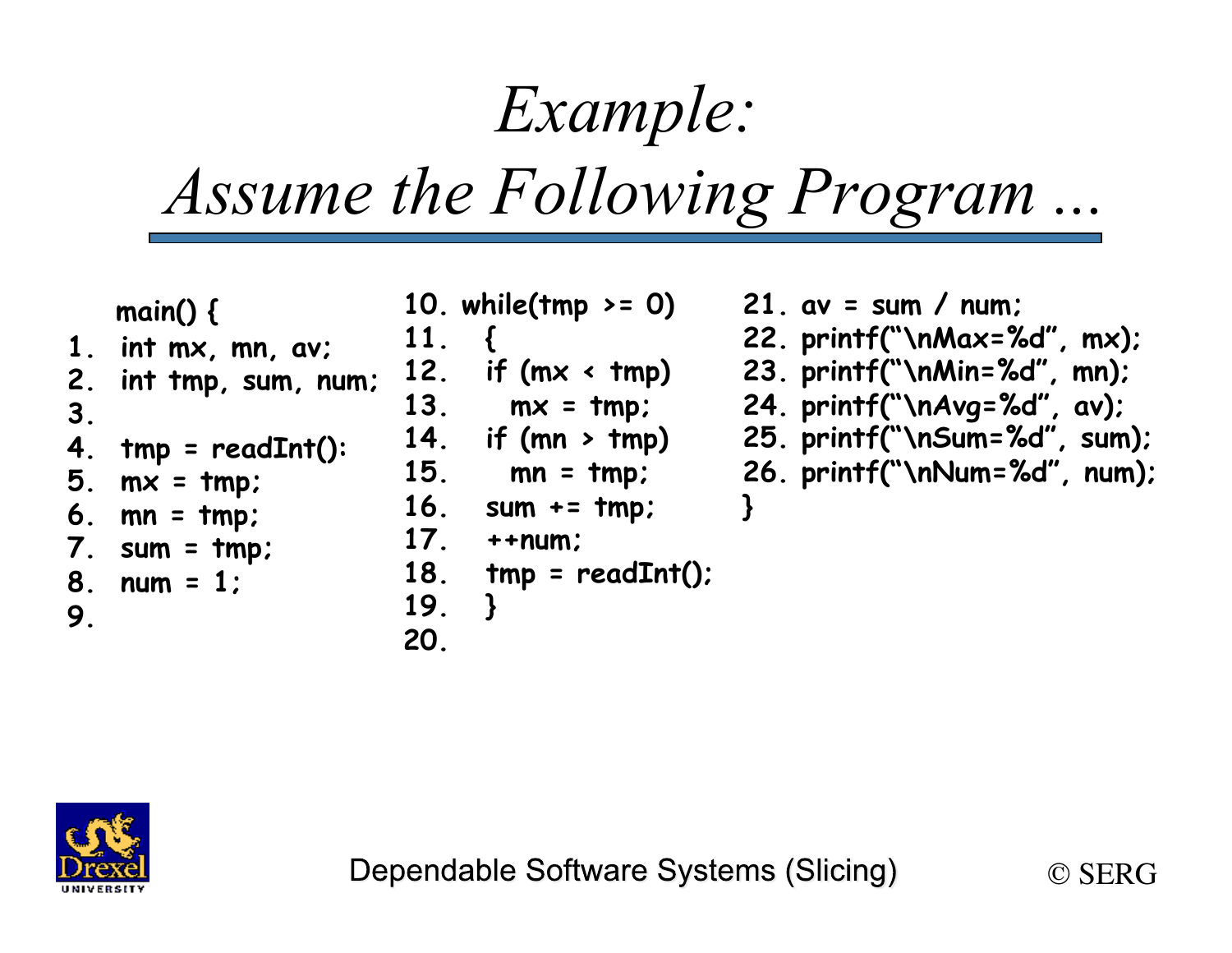# Example: Assume the Following Program ...

```
   main() {
1.  int mx, mn, av;
2.  int tmp, sum, num;
3.
4.  tmp = readInt():
5.  mx = tmp;
6.  mn = tmp;
7.  sum = tmp;
8.  num = 1;
9.
10. while(tmp >= 0)
11.   {
12.   if (mx < tmp)
13.     mx = tmp;
14.   if (mn > tmp)
15.     mn = tmp;
16.   sum += tmp;
17.   ++num;
18.   tmp = readInt();
19.   }
20.
21. av = sum / num;
22. printf("\nMax=%d", mx);
23. printf("\nMin=%d", mn);
24. printf("\nAvg=%d", av);
25. printf("\nSum=%d", sum);
26. printf("\nNum=%d", num);
   }
```

Dependable Software Systems (Slicing)

© SERG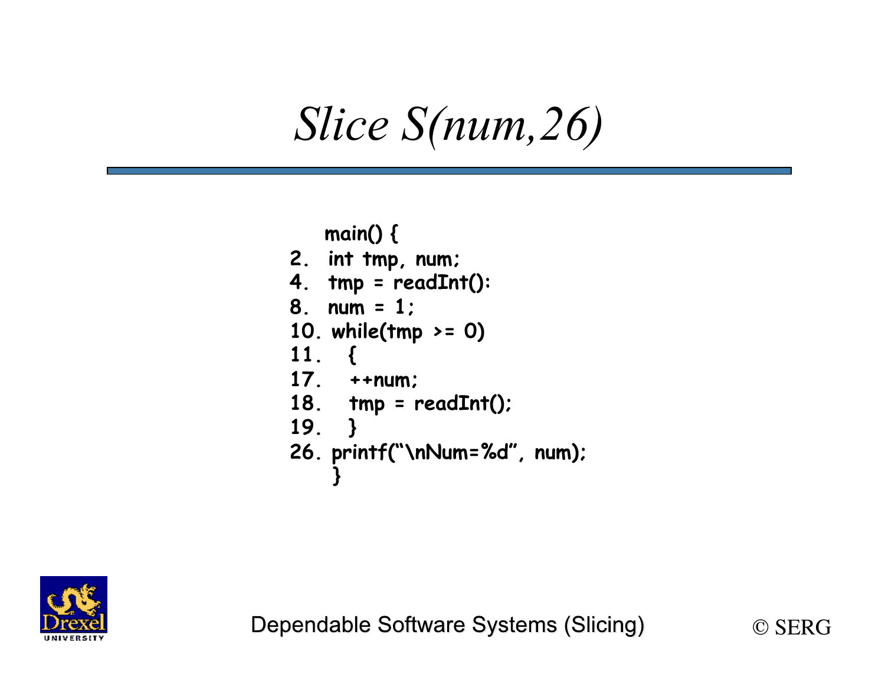# Slice S(num,26)

```
   main() {
2.  int tmp, num;
4.  tmp = readInt():
8.  num = 1;
10. while(tmp >= 0)
11.   {
17.   ++num;
18.   tmp = readInt();
19.   }
26. printf("\nNum=%d", num);
    }
```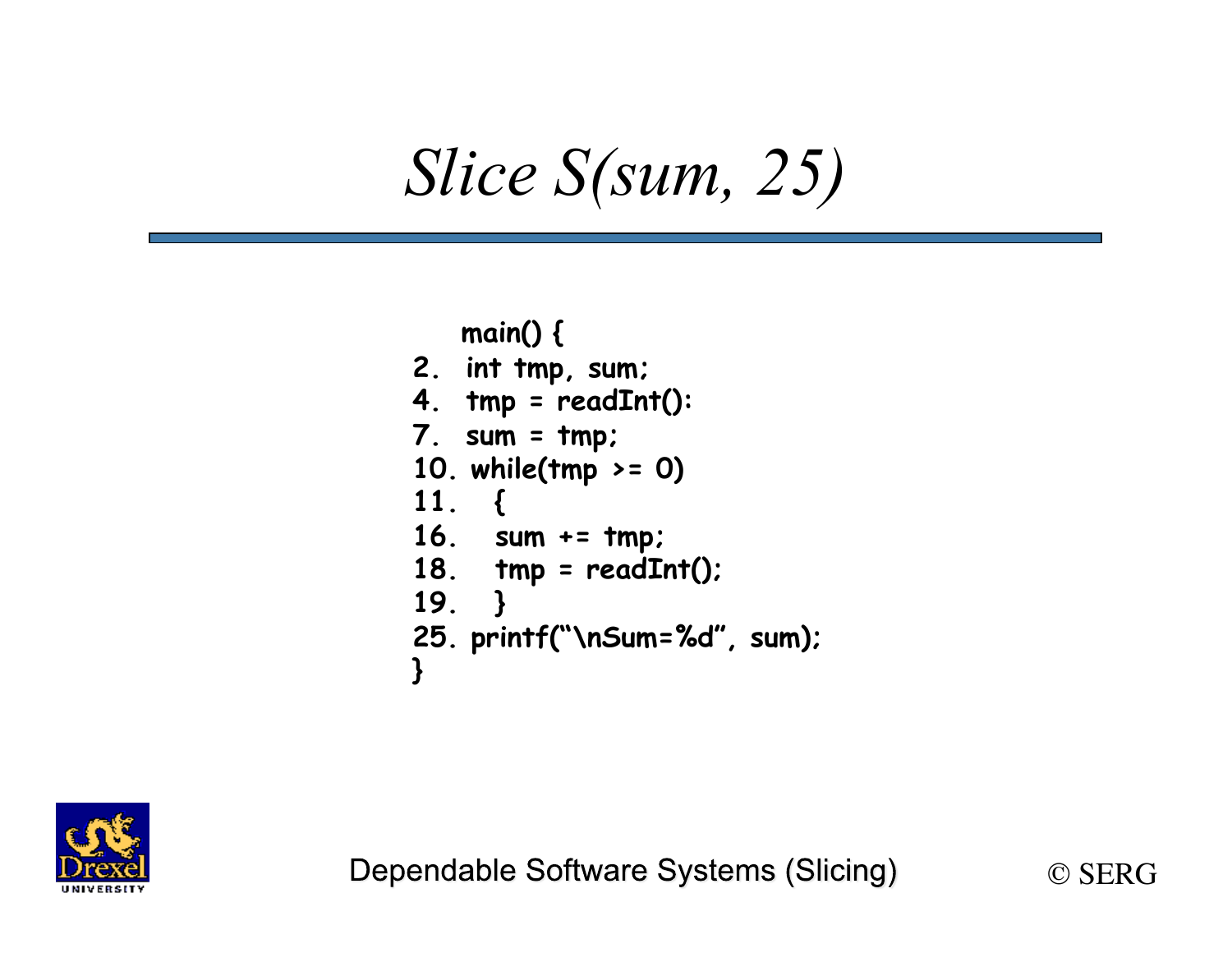# *Slice S(sum, 25)*

```
    main() {
2.  int tmp, sum;
4.  tmp = readInt():
7.  sum = tmp;
10. while(tmp >= 0)
11.   {
16.   sum += tmp;
18.   tmp = readInt();
19.   }
25. printf("\nSum=%d", sum);
}
```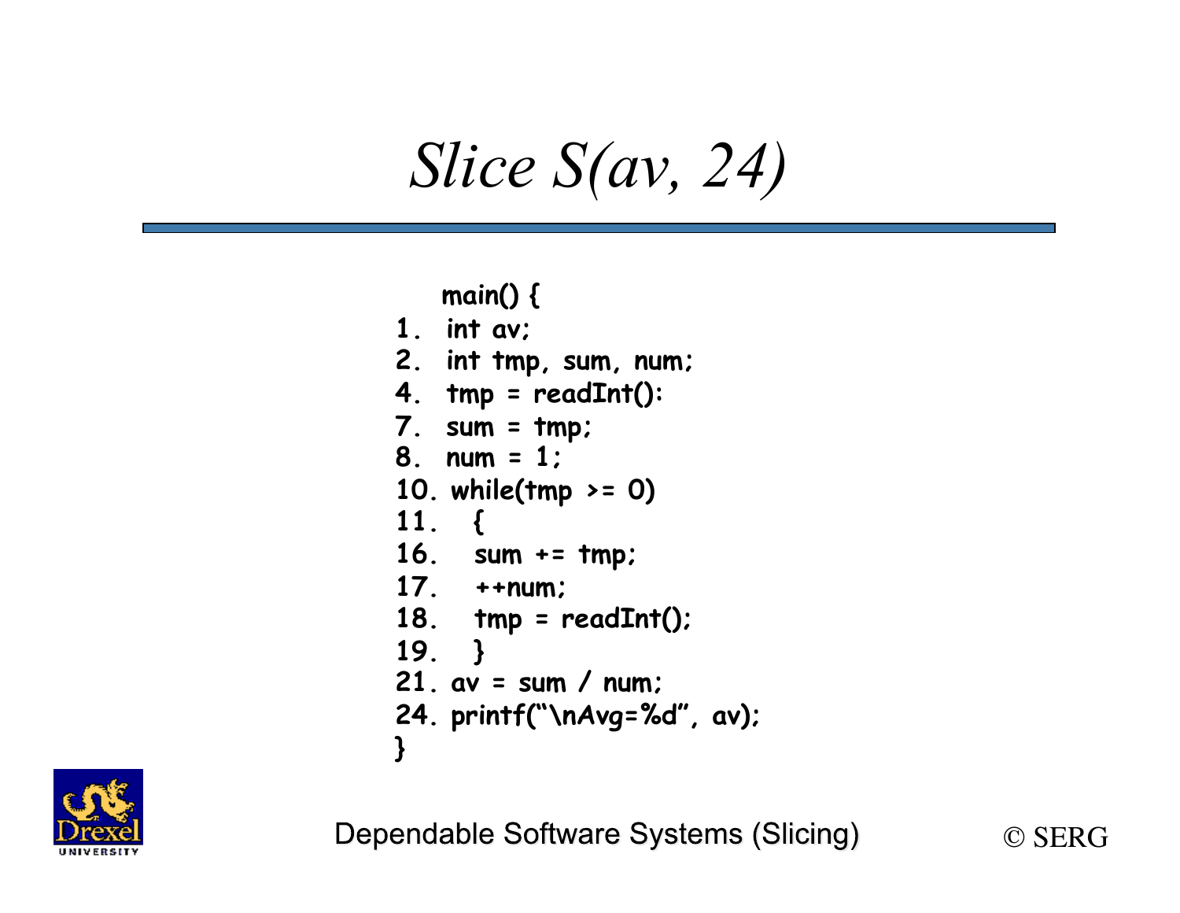# *Slice S(av, 24)*

```
   main() {
1.  int av;
2.  int tmp, sum, num;
4.  tmp = readInt():
7.  sum = tmp;
8.  num = 1;
10. while(tmp >= 0)
11.   {
16.   sum += tmp;
17.   ++num;
18.   tmp = readInt();
19.   }
21. av = sum / num;
24. printf("\nAvg=%d", av);
}
```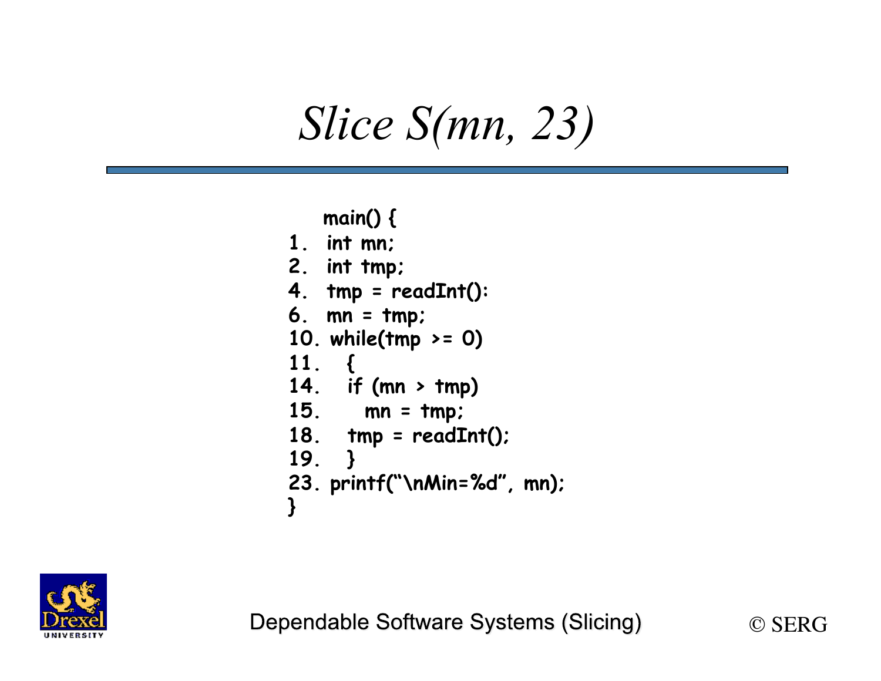# *Slice S(mn, 23)*

```
   main() {
1.  int mn;
2.  int tmp;
4.  tmp = readInt():
6.  mn = tmp;
10. while(tmp >= 0)
11.   {
14.   if (mn > tmp)
15.     mn = tmp;
18.   tmp = readInt();
19.   }
23. printf("\nMin=%d", mn);
}
```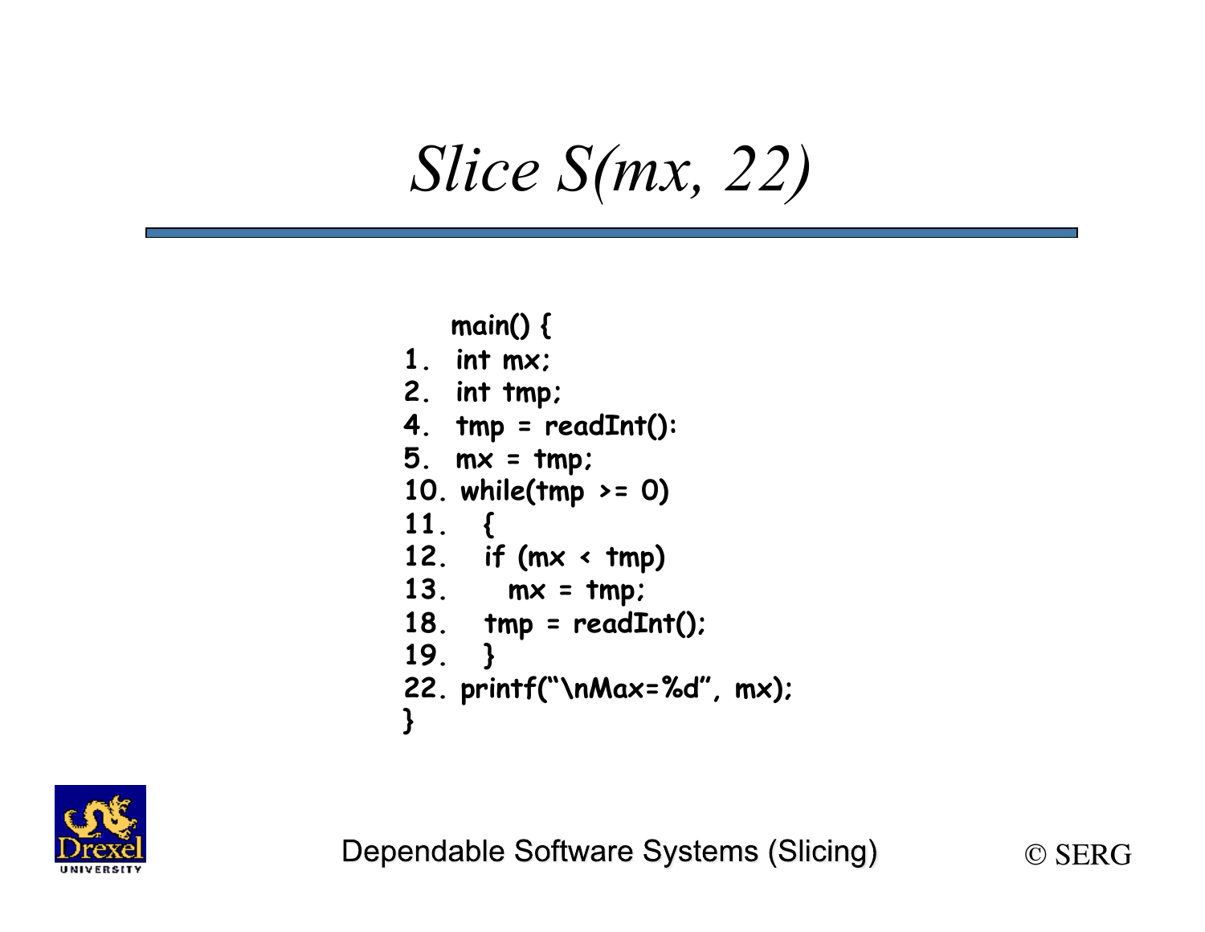# *Slice S(mx, 22)*

```
    main() {
1.  int mx;
2.  int tmp;
4.  tmp = readInt():
5.  mx = tmp;
10. while(tmp >= 0)
11.   {
12.   if (mx < tmp)
13.      mx = tmp;
18.   tmp = readInt();
19.   }
22. printf("\nMax=%d", mx);
}
```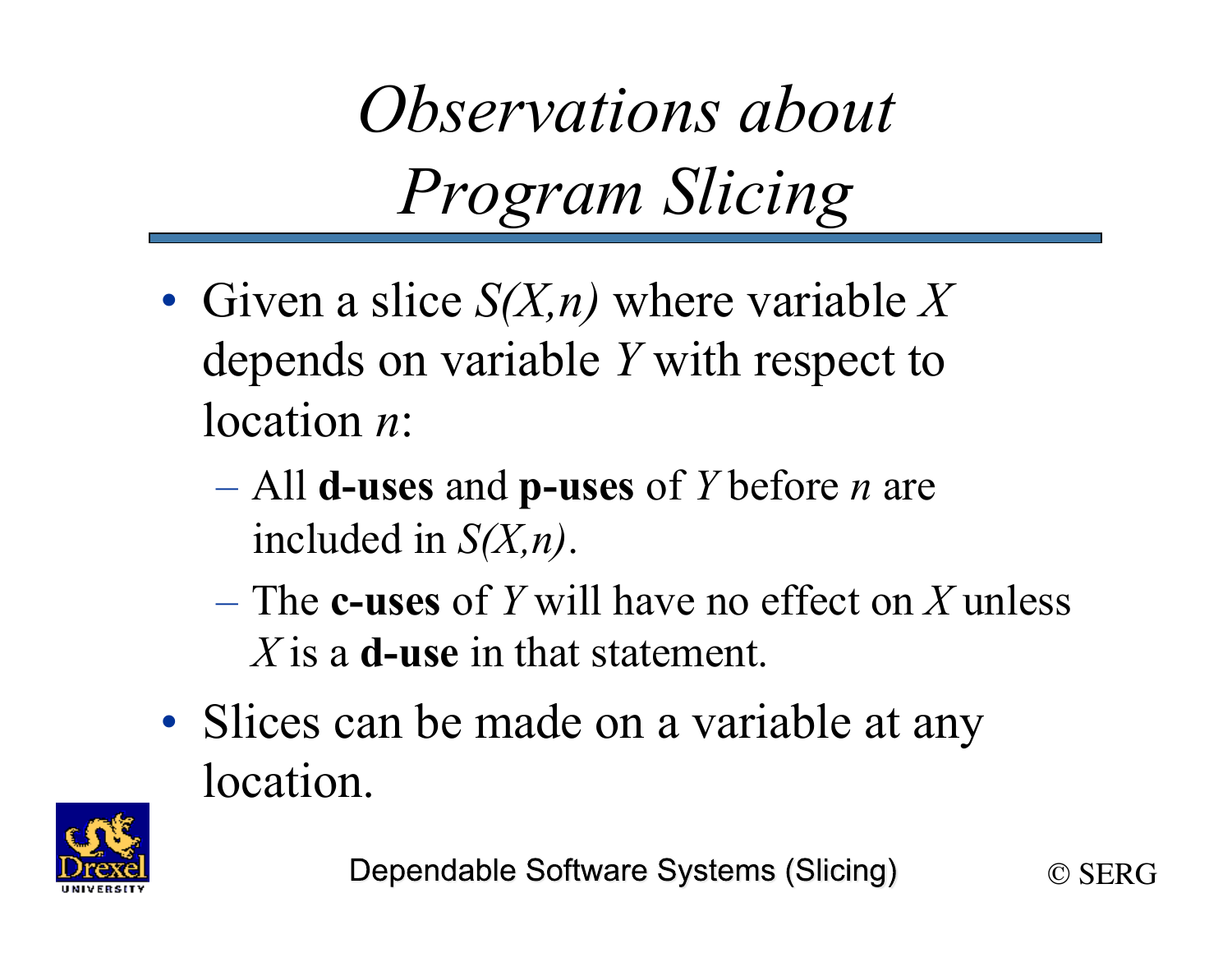# *Observations about Program Slicing*

- Given a slice *S(X,n)* where variable *X* depends on variable *Y* with respect to location *n*:
  - All **d-uses** and **p-uses** of *Y* before *n* are included in *S(X,n)*.
  - The **c-uses** of *Y* will have no effect on *X* unless *X* is a **d-use** in that statement.
- Slices can be made on a variable at any location.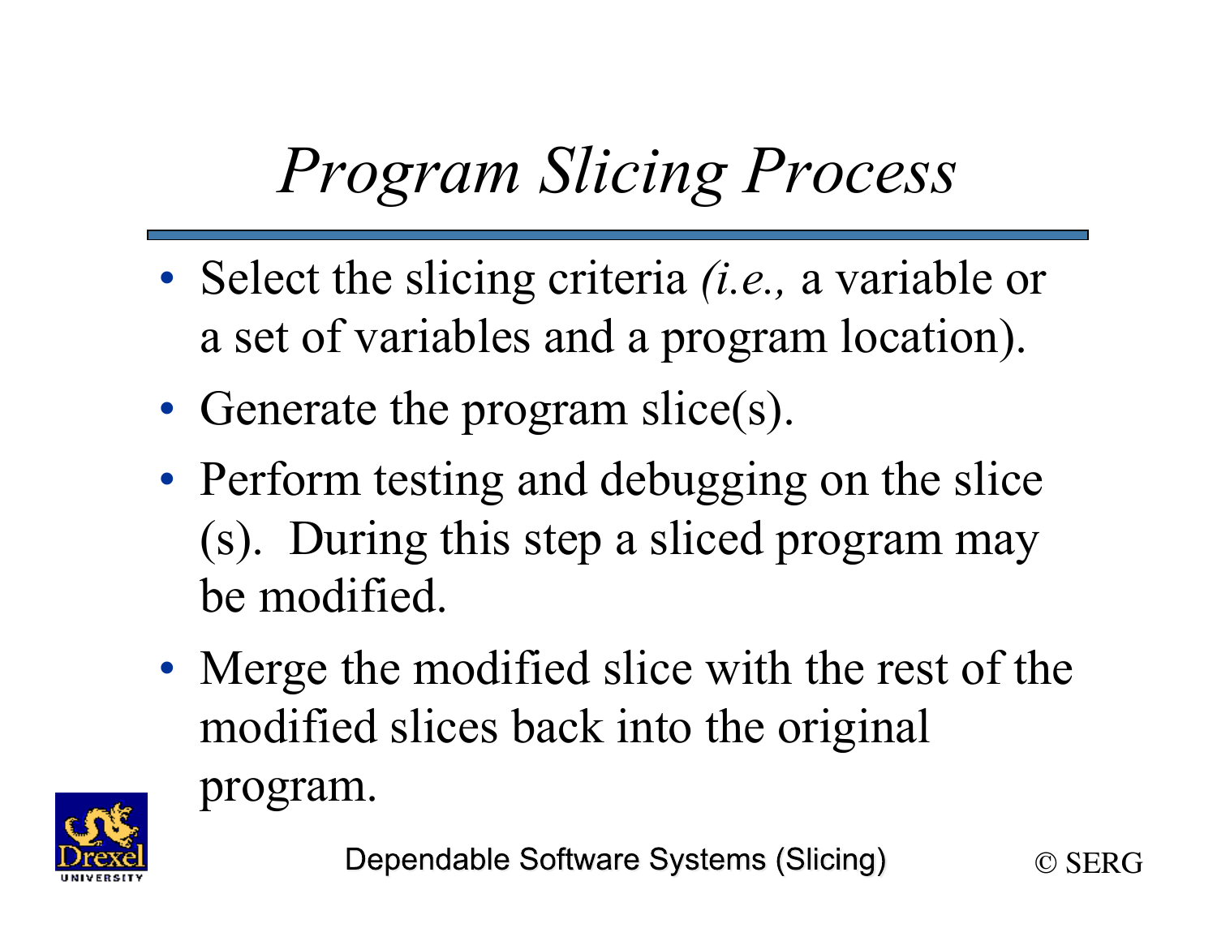# *Program Slicing Process*

- Select the slicing criteria *(i.e.,* a variable or a set of variables and a program location).
- Generate the program slice(s).
- Perform testing and debugging on the slice (s). During this step a sliced program may be modified.
- Merge the modified slice with the rest of the modified slices back into the original program.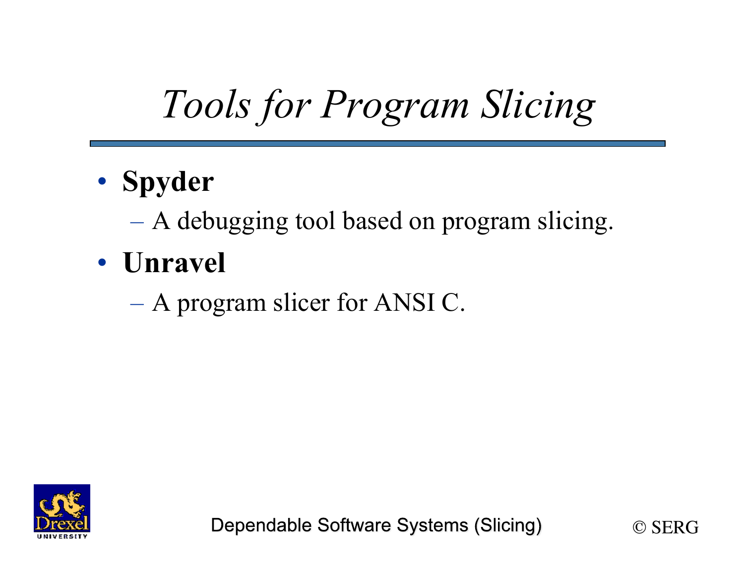# *Tools for Program Slicing*

- **Spyder**
  - A debugging tool based on program slicing.
- **Unravel**
  - A program slicer for ANSI C.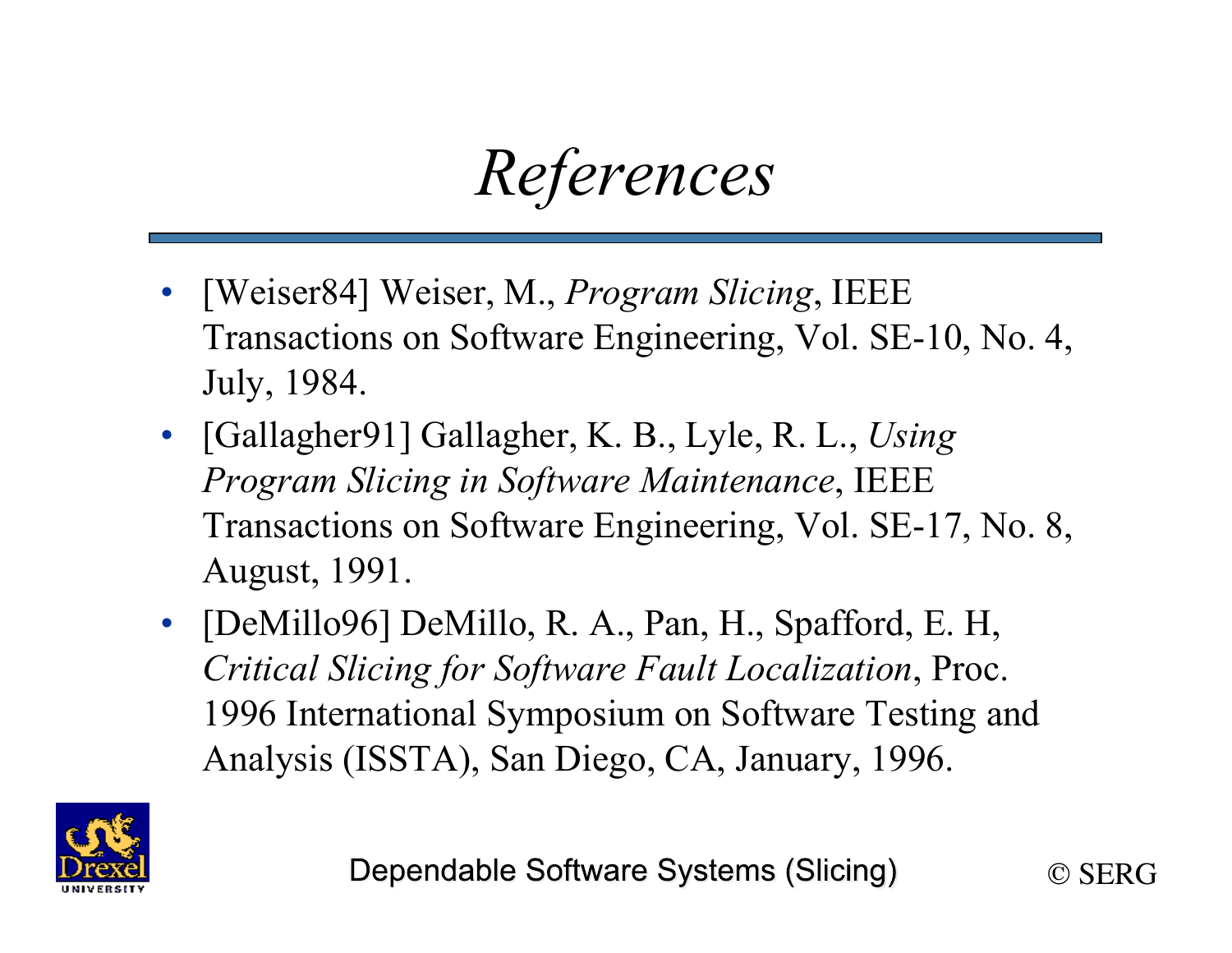# *References*

- [Weiser84] Weiser, M., *Program Slicing*, IEEE Transactions on Software Engineering, Vol. SE-10, No. 4, July, 1984.
- [Gallagher91] Gallagher, K. B., Lyle, R. L., *Using Program Slicing in Software Maintenance*, IEEE Transactions on Software Engineering, Vol. SE-17, No. 8, August, 1991.
- [DeMillo96] DeMillo, R. A., Pan, H., Spafford, E. H, *Critical Slicing for Software Fault Localization*, Proc. 1996 International Symposium on Software Testing and Analysis (ISSTA), San Diego, CA, January, 1996.